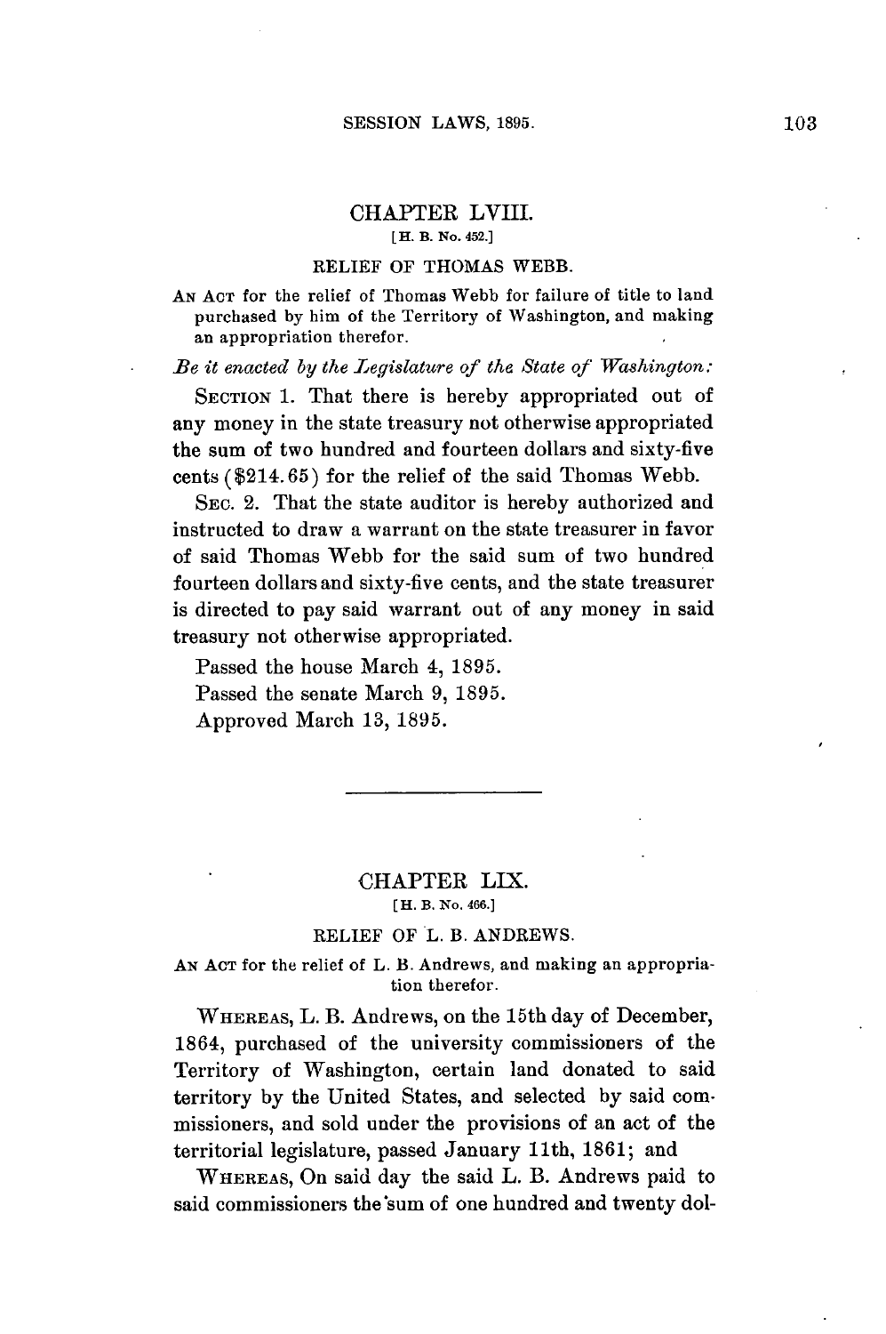## CHAPTER LVIII.

[H. B. No. 452.]

RELIEF OF THOMAS WEBB.

AN ACT for the relief of Thomas Webb for failure of title to land purchased by him of the Territory of Washington, and making an appropriation therefor.

*Be it enacted by the Legislature of the State of Washington:*

SECTION 1. That there is hereby appropriated out of any money in the state treasury not otherwise appropriated the sum of two hundred and fourteen dollars and sixty-five cents ($214.65) for the relief of the said Thomas Webb.

SEC. 2. That the state auditor is hereby authorized and instructed to draw a warrant on the state treasurer in favor of said Thomas Webb for the said sum of two hundred fourteen dollars and sixty-five cents, and the state treasurer is directed to pay said warrant out of any money in said treasury not otherwise appropriated.

Passed the house March 4, 1895.
Passed the senate March 9, 1895.
Approved March 13, 1895.

---

## CHAPTER LIX.

[H. B. No. 466.]

RELIEF OF L. B. ANDREWS.

AN ACT for the relief of L. B. Andrews, and making an appropriation therefor.

WHEREAS, L. B. Andrews, on the 15th day of December, 1864, purchased of the university commissioners of the Territory of Washington, certain land donated to said territory by the United States, and selected by said commissioners, and sold under the provisions of an act of the territorial legislature, passed January 11th, 1861; and

WHEREAS, On said day the said L. B. Andrews paid to said commissioners the sum of one hundred and twenty dol-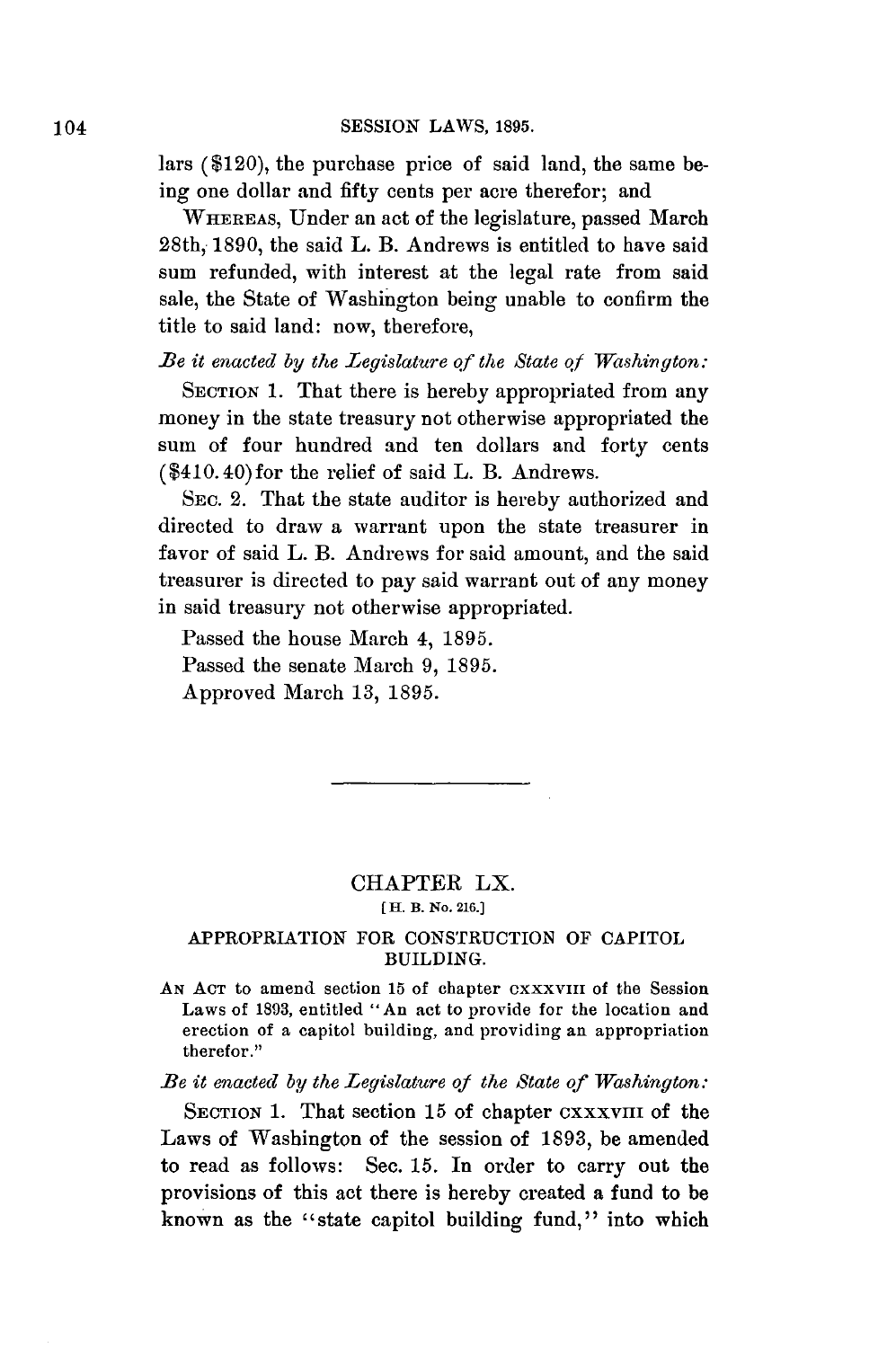lars ($120), the purchase price of said land, the same being one dollar and fifty cents per acre therefor; and

WHEREAS, Under an act of the legislature, passed March 28th, 1890, the said L. B. Andrews is entitled to have said sum refunded, with interest at the legal rate from said sale, the State of Washington being unable to confirm the title to said land: now, therefore,

*Be it enacted by the Legislature of the State of Washington:*

SECTION 1. That there is hereby appropriated from any money in the state treasury not otherwise appropriated the sum of four hundred and ten dollars and forty cents ($410.40) for the relief of said L. B. Andrews.

SEC. 2. That the state auditor is hereby authorized and directed to draw a warrant upon the state treasurer in favor of said L. B. Andrews for said amount, and the said treasurer is directed to pay said warrant out of any money in said treasury not otherwise appropriated.

Passed the house March 4, 1895.
Passed the senate March 9, 1895.
Approved March 13, 1895.

---

## CHAPTER LX.

[H. B. No. 216.]

### APPROPRIATION FOR CONSTRUCTION OF CAPITOL BUILDING.

AN ACT to amend section 15 of chapter CXXXVIII of the Session Laws of 1893, entitled "An act to provide for the location and erection of a capitol building, and providing an appropriation therefor."

*Be it enacted by the Legislature of the State of Washington:*

SECTION 1. That section 15 of chapter CXXXVIII of the Laws of Washington of the session of 1893, be amended to read as follows: Sec. 15. In order to carry out the provisions of this act there is hereby created a fund to be known as the "state capitol building fund," into which